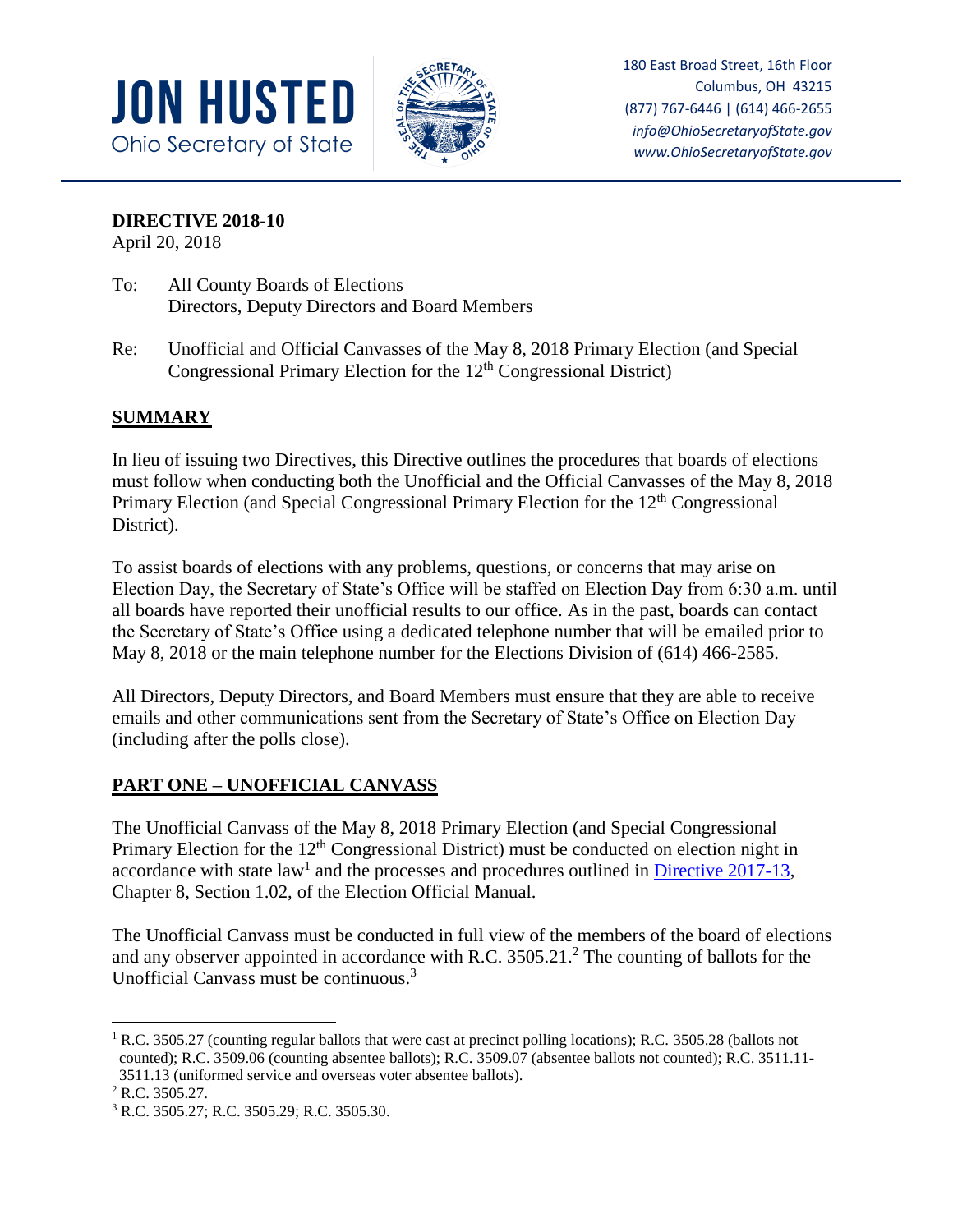**JON HUSTED**
Ohio Secretary of State

180 East Broad Street, 16th Floor
Columbus, OH 43215
(877) 767-6446 | (614) 466-2655
*info@OhioSecretaryofState.gov*
*www.OhioSecretaryofState.gov*

**DIRECTIVE 2018-10**
April 20, 2018

To: All County Boards of Elections
Directors, Deputy Directors and Board Members

Re: Unofficial and Official Canvasses of the May 8, 2018 Primary Election (and Special Congressional Primary Election for the 12th Congressional District)

## SUMMARY

In lieu of issuing two Directives, this Directive outlines the procedures that boards of elections must follow when conducting both the Unofficial and the Official Canvasses of the May 8, 2018 Primary Election (and Special Congressional Primary Election for the 12th Congressional District).

To assist boards of elections with any problems, questions, or concerns that may arise on Election Day, the Secretary of State's Office will be staffed on Election Day from 6:30 a.m. until all boards have reported their unofficial results to our office. As in the past, boards can contact the Secretary of State's Office using a dedicated telephone number that will be emailed prior to May 8, 2018 or the main telephone number for the Elections Division of (614) 466-2585.

All Directors, Deputy Directors, and Board Members must ensure that they are able to receive emails and other communications sent from the Secretary of State's Office on Election Day (including after the polls close).

## PART ONE – UNOFFICIAL CANVASS

The Unofficial Canvass of the May 8, 2018 Primary Election (and Special Congressional Primary Election for the 12th Congressional District) must be conducted on election night in accordance with state law[1] and the processes and procedures outlined in Directive 2017-13, Chapter 8, Section 1.02, of the Election Official Manual.

The Unofficial Canvass must be conducted in full view of the members of the board of elections and any observer appointed in accordance with R.C. 3505.21.[2] The counting of ballots for the Unofficial Canvass must be continuous.[3]

---

[1] R.C. 3505.27 (counting regular ballots that were cast at precinct polling locations); R.C. 3505.28 (ballots not counted); R.C. 3509.06 (counting absentee ballots); R.C. 3509.07 (absentee ballots not counted); R.C. 3511.11-3511.13 (uniformed service and overseas voter absentee ballots).

[2] R.C. 3505.27.

[3] R.C. 3505.27; R.C. 3505.29; R.C. 3505.30.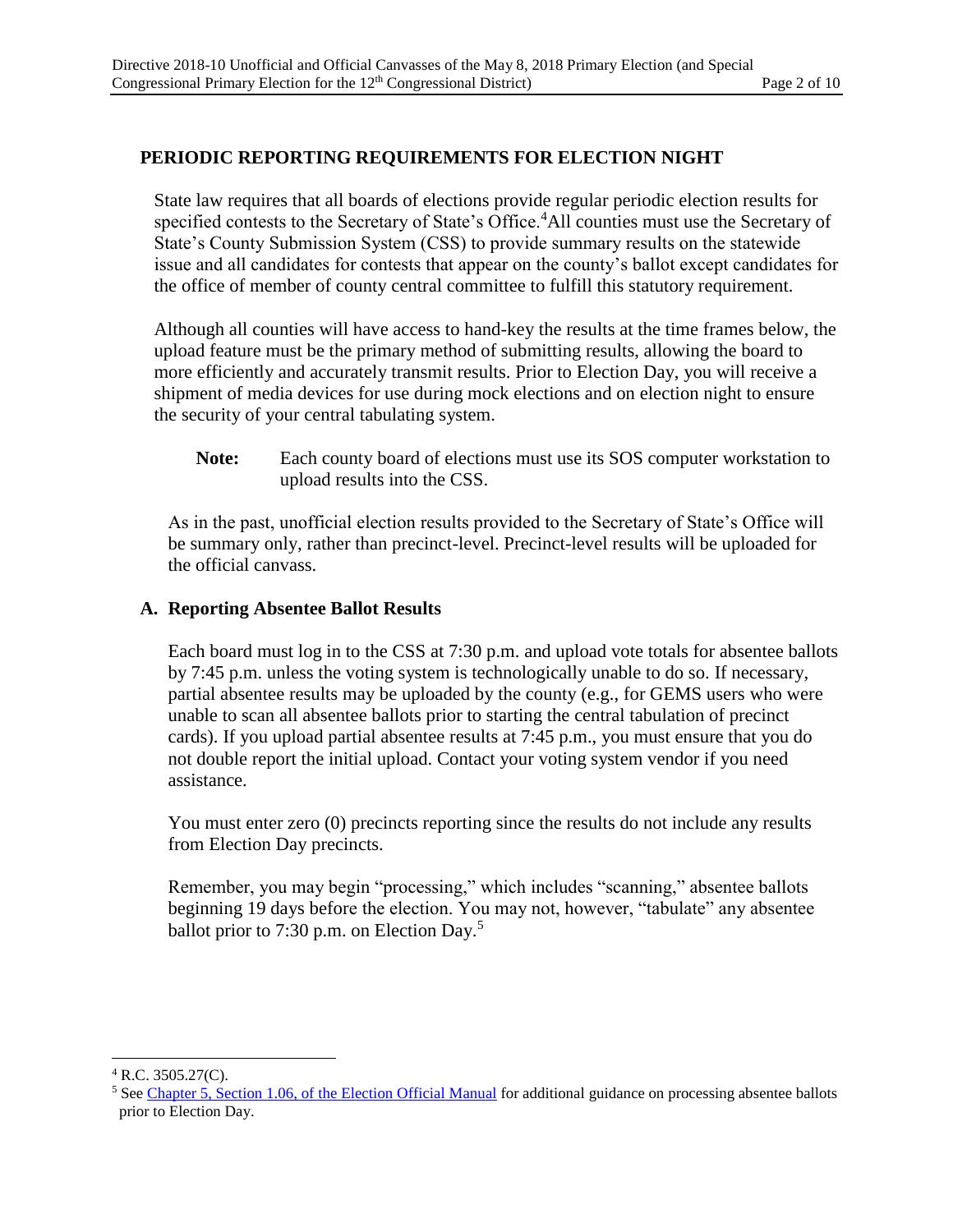## PERIODIC REPORTING REQUIREMENTS FOR ELECTION NIGHT

State law requires that all boards of elections provide regular periodic election results for specified contests to the Secretary of State's Office.[4] All counties must use the Secretary of State's County Submission System (CSS) to provide summary results on the statewide issue and all candidates for contests that appear on the county's ballot except candidates for the office of member of county central committee to fulfill this statutory requirement.

Although all counties will have access to hand-key the results at the time frames below, the upload feature must be the primary method of submitting results, allowing the board to more efficiently and accurately transmit results. Prior to Election Day, you will receive a shipment of media devices for use during mock elections and on election night to ensure the security of your central tabulating system.

> **Note:** Each county board of elections must use its SOS computer workstation to upload results into the CSS.

As in the past, unofficial election results provided to the Secretary of State's Office will be summary only, rather than precinct-level. Precinct-level results will be uploaded for the official canvass.

### A. Reporting Absentee Ballot Results

Each board must log in to the CSS at 7:30 p.m. and upload vote totals for absentee ballots by 7:45 p.m. unless the voting system is technologically unable to do so. If necessary, partial absentee results may be uploaded by the county (e.g., for GEMS users who were unable to scan all absentee ballots prior to starting the central tabulation of precinct cards). If you upload partial absentee results at 7:45 p.m., you must ensure that you do not double report the initial upload. Contact your voting system vendor if you need assistance.

You must enter zero (0) precincts reporting since the results do not include any results from Election Day precincts.

Remember, you may begin "processing," which includes "scanning," absentee ballots beginning 19 days before the election. You may not, however, "tabulate" any absentee ballot prior to 7:30 p.m. on Election Day.[5]

---

[4] R.C. 3505.27(C).

[5] See Chapter 5, Section 1.06, of the Election Official Manual for additional guidance on processing absentee ballots prior to Election Day.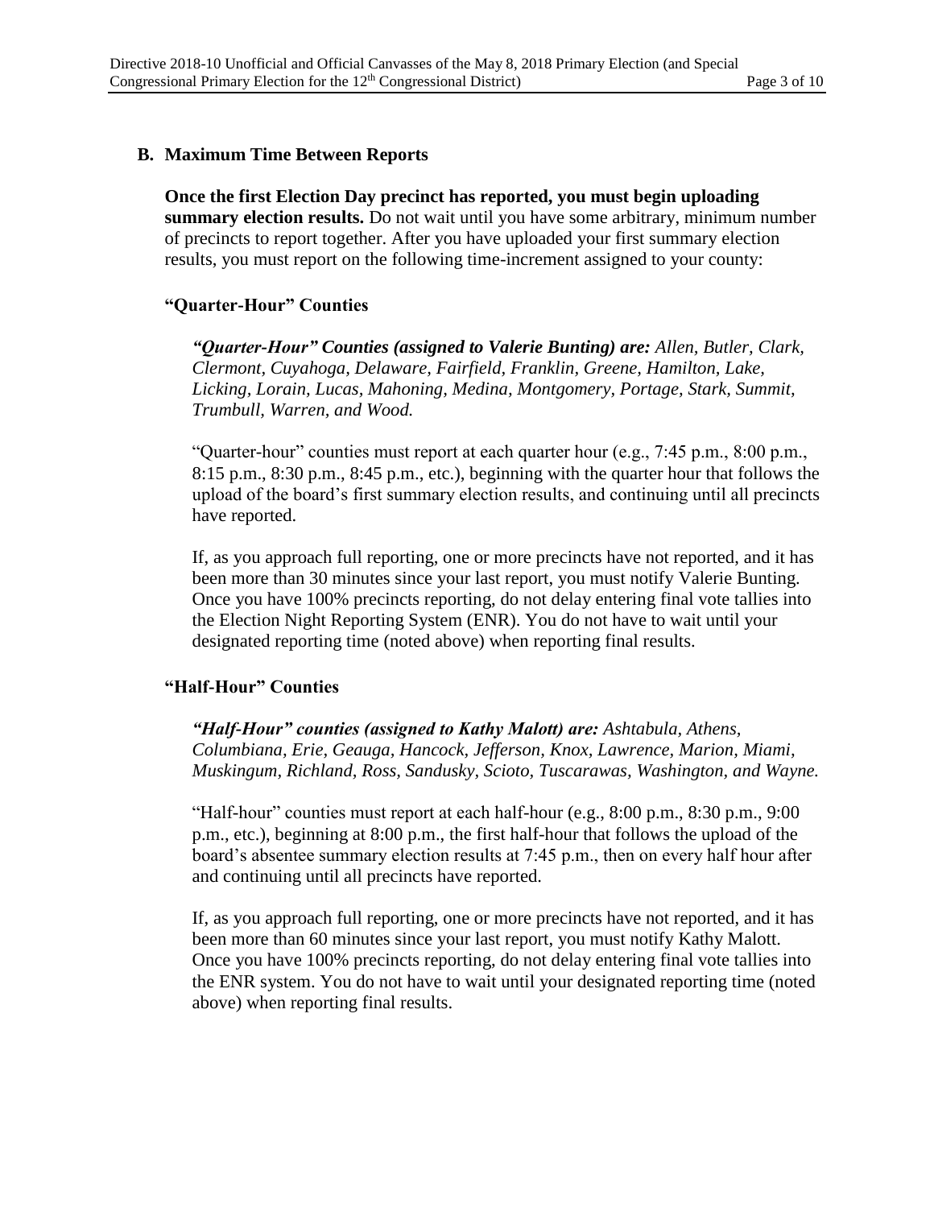### B. Maximum Time Between Reports

**Once the first Election Day precinct has reported, you must begin uploading summary election results.** Do not wait until you have some arbitrary, minimum number of precincts to report together. After you have uploaded your first summary election results, you must report on the following time-increment assigned to your county:

#### "Quarter-Hour" Counties

***"Quarter-Hour" Counties (assigned to Valerie Bunting) are:*** *Allen, Butler, Clark, Clermont, Cuyahoga, Delaware, Fairfield, Franklin, Greene, Hamilton, Lake, Licking, Lorain, Lucas, Mahoning, Medina, Montgomery, Portage, Stark, Summit, Trumbull, Warren, and Wood.*

"Quarter-hour" counties must report at each quarter hour (e.g., 7:45 p.m., 8:00 p.m., 8:15 p.m., 8:30 p.m., 8:45 p.m., etc.), beginning with the quarter hour that follows the upload of the board's first summary election results, and continuing until all precincts have reported.

If, as you approach full reporting, one or more precincts have not reported, and it has been more than 30 minutes since your last report, you must notify Valerie Bunting. Once you have 100% precincts reporting, do not delay entering final vote tallies into the Election Night Reporting System (ENR). You do not have to wait until your designated reporting time (noted above) when reporting final results.

#### "Half-Hour" Counties

***"Half-Hour" counties (assigned to Kathy Malott) are:*** *Ashtabula, Athens, Columbiana, Erie, Geauga, Hancock, Jefferson, Knox, Lawrence, Marion, Miami, Muskingum, Richland, Ross, Sandusky, Scioto, Tuscarawas, Washington, and Wayne.*

"Half-hour" counties must report at each half-hour (e.g., 8:00 p.m., 8:30 p.m., 9:00 p.m., etc.), beginning at 8:00 p.m., the first half-hour that follows the upload of the board's absentee summary election results at 7:45 p.m., then on every half hour after and continuing until all precincts have reported.

If, as you approach full reporting, one or more precincts have not reported, and it has been more than 60 minutes since your last report, you must notify Kathy Malott. Once you have 100% precincts reporting, do not delay entering final vote tallies into the ENR system. You do not have to wait until your designated reporting time (noted above) when reporting final results.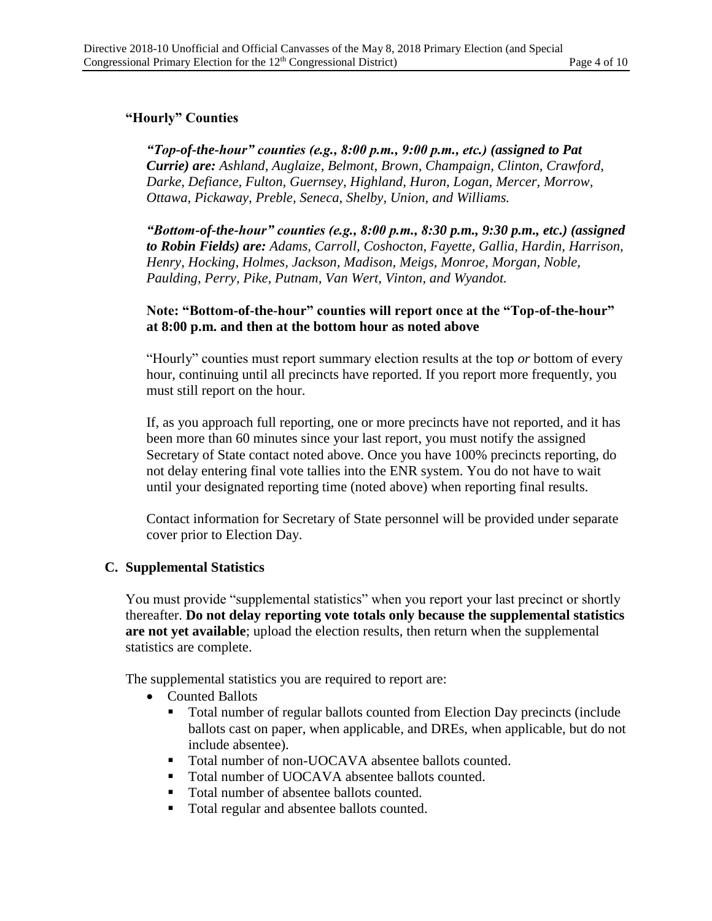### "Hourly" Counties

***"Top-of-the-hour" counties (e.g., 8:00 p.m., 9:00 p.m., etc.) (assigned to Pat Currie) are:*** *Ashland, Auglaize, Belmont, Brown, Champaign, Clinton, Crawford, Darke, Defiance, Fulton, Guernsey, Highland, Huron, Logan, Mercer, Morrow, Ottawa, Pickaway, Preble, Seneca, Shelby, Union, and Williams.*

***"Bottom-of-the-hour" counties (e.g., 8:00 p.m., 8:30 p.m., 9:30 p.m., etc.) (assigned to Robin Fields) are:*** *Adams, Carroll, Coshocton, Fayette, Gallia, Hardin, Harrison, Henry, Hocking, Holmes, Jackson, Madison, Meigs, Monroe, Morgan, Noble, Paulding, Perry, Pike, Putnam, Van Wert, Vinton, and Wyandot.*

**Note: "Bottom-of-the-hour" counties will report once at the "Top-of-the-hour" at 8:00 p.m. and then at the bottom hour as noted above**

"Hourly" counties must report summary election results at the top *or* bottom of every hour, continuing until all precincts have reported. If you report more frequently, you must still report on the hour.

If, as you approach full reporting, one or more precincts have not reported, and it has been more than 60 minutes since your last report, you must notify the assigned Secretary of State contact noted above. Once you have 100% precincts reporting, do not delay entering final vote tallies into the ENR system. You do not have to wait until your designated reporting time (noted above) when reporting final results.

Contact information for Secretary of State personnel will be provided under separate cover prior to Election Day.

## C. Supplemental Statistics

You must provide "supplemental statistics" when you report your last precinct or shortly thereafter. **Do not delay reporting vote totals only because the supplemental statistics are not yet available**; upload the election results, then return when the supplemental statistics are complete.

The supplemental statistics you are required to report are:

- Counted Ballots
  - Total number of regular ballots counted from Election Day precincts (include ballots cast on paper, when applicable, and DREs, when applicable, but do not include absentee).
  - Total number of non-UOCAVA absentee ballots counted.
  - Total number of UOCAVA absentee ballots counted.
  - Total number of absentee ballots counted.
  - Total regular and absentee ballots counted.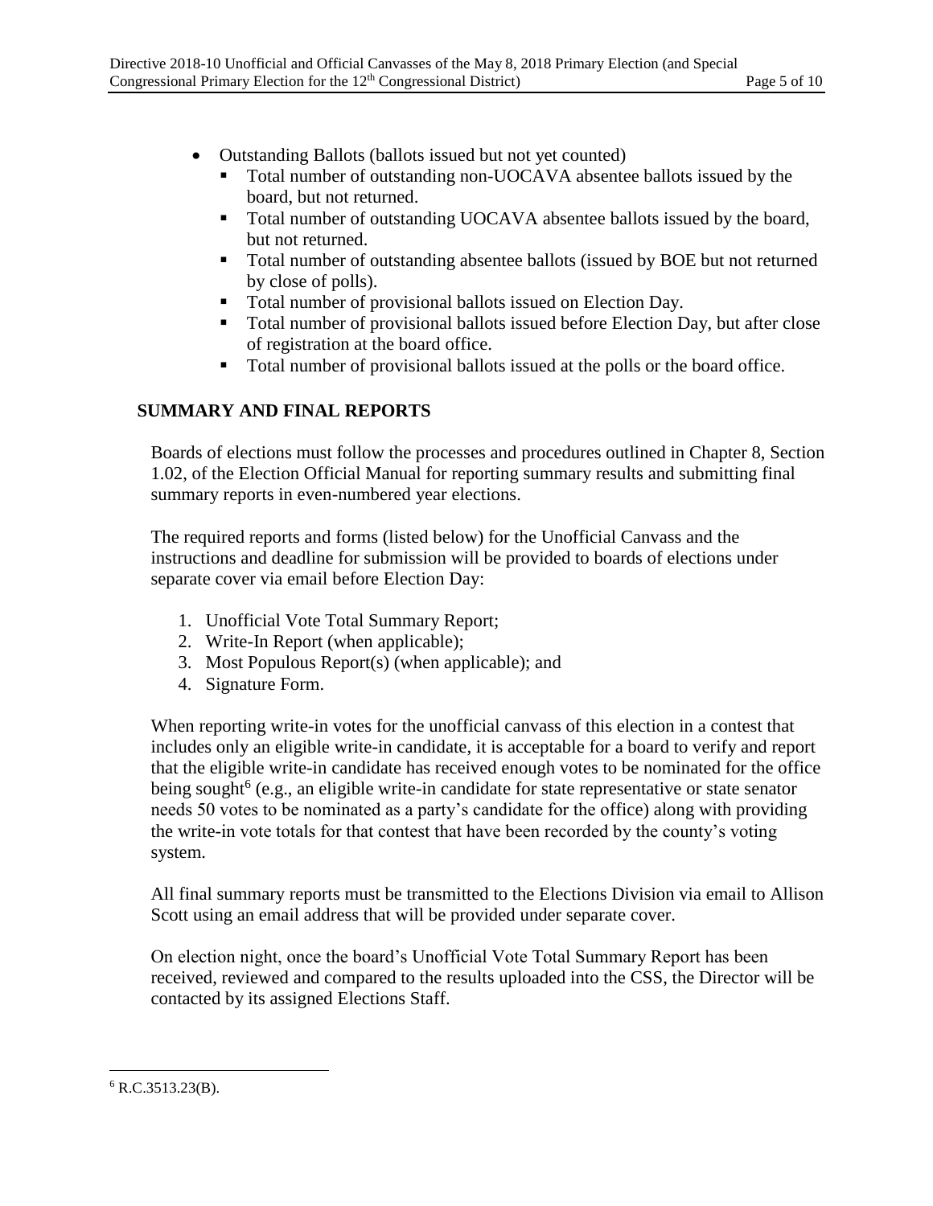- Outstanding Ballots (ballots issued but not yet counted)
  - Total number of outstanding non-UOCAVA absentee ballots issued by the board, but not returned.
  - Total number of outstanding UOCAVA absentee ballots issued by the board, but not returned.
  - Total number of outstanding absentee ballots (issued by BOE but not returned by close of polls).
  - Total number of provisional ballots issued on Election Day.
  - Total number of provisional ballots issued before Election Day, but after close of registration at the board office.
  - Total number of provisional ballots issued at the polls or the board office.

## SUMMARY AND FINAL REPORTS

Boards of elections must follow the processes and procedures outlined in Chapter 8, Section 1.02, of the Election Official Manual for reporting summary results and submitting final summary reports in even-numbered year elections.

The required reports and forms (listed below) for the Unofficial Canvass and the instructions and deadline for submission will be provided to boards of elections under separate cover via email before Election Day:

1. Unofficial Vote Total Summary Report;
2. Write-In Report (when applicable);
3. Most Populous Report(s) (when applicable); and
4. Signature Form.

When reporting write-in votes for the unofficial canvass of this election in a contest that includes only an eligible write-in candidate, it is acceptable for a board to verify and report that the eligible write-in candidate has received enough votes to be nominated for the office being sought[6] (e.g., an eligible write-in candidate for state representative or state senator needs 50 votes to be nominated as a party's candidate for the office) along with providing the write-in vote totals for that contest that have been recorded by the county's voting system.

All final summary reports must be transmitted to the Elections Division via email to Allison Scott using an email address that will be provided under separate cover.

On election night, once the board's Unofficial Vote Total Summary Report has been received, reviewed and compared to the results uploaded into the CSS, the Director will be contacted by its assigned Elections Staff.

---

[6] R.C.3513.23(B).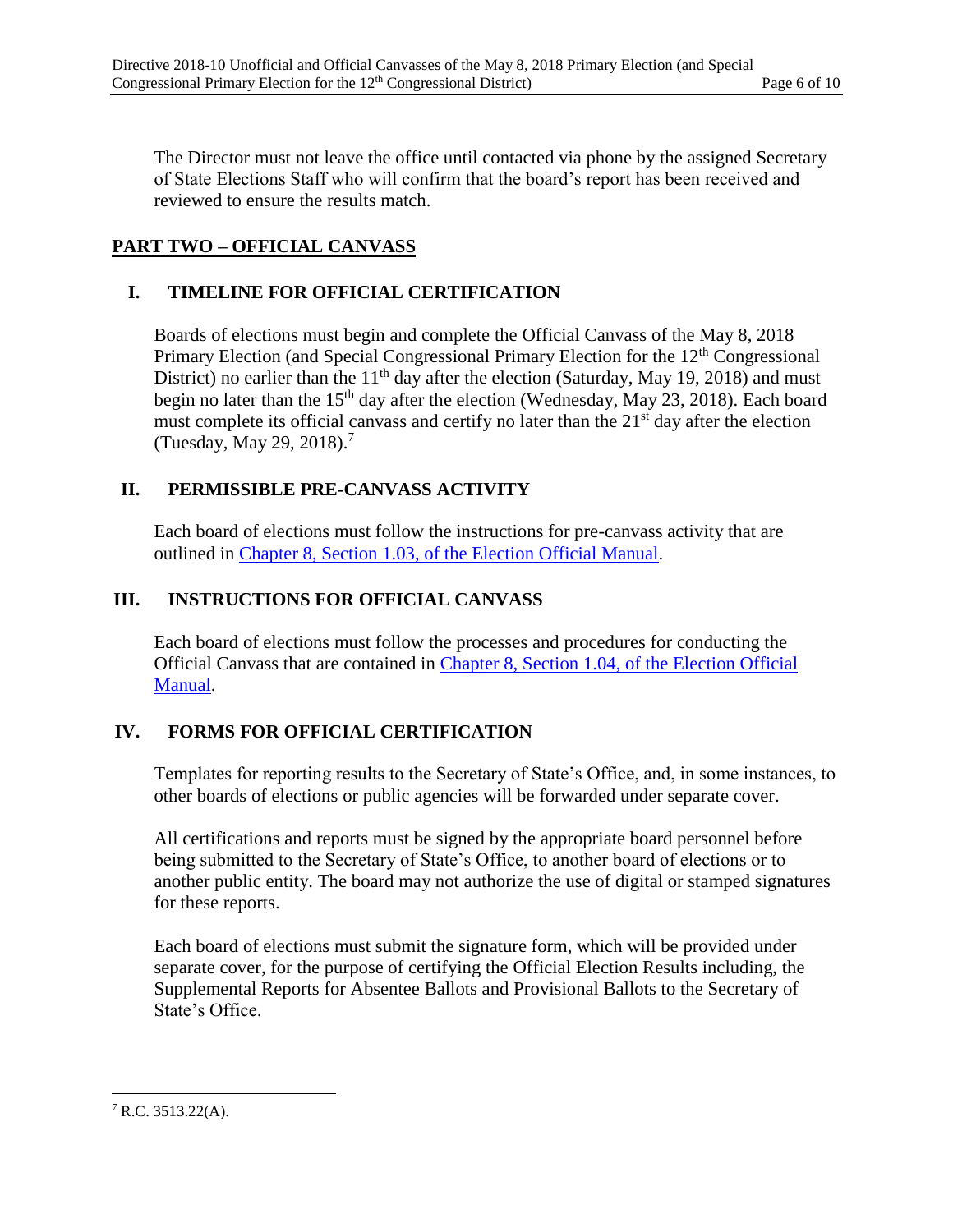The Director must not leave the office until contacted via phone by the assigned Secretary of State Elections Staff who will confirm that the board's report has been received and reviewed to ensure the results match.

## PART TWO – OFFICIAL CANVASS

### I. TIMELINE FOR OFFICIAL CERTIFICATION

Boards of elections must begin and complete the Official Canvass of the May 8, 2018 Primary Election (and Special Congressional Primary Election for the 12th Congressional District) no earlier than the 11th day after the election (Saturday, May 19, 2018) and must begin no later than the 15th day after the election (Wednesday, May 23, 2018). Each board must complete its official canvass and certify no later than the 21st day after the election (Tuesday, May 29, 2018).[7]

### II. PERMISSIBLE PRE-CANVASS ACTIVITY

Each board of elections must follow the instructions for pre-canvass activity that are outlined in Chapter 8, Section 1.03, of the Election Official Manual.

### III. INSTRUCTIONS FOR OFFICIAL CANVASS

Each board of elections must follow the processes and procedures for conducting the Official Canvass that are contained in Chapter 8, Section 1.04, of the Election Official Manual.

### IV. FORMS FOR OFFICIAL CERTIFICATION

Templates for reporting results to the Secretary of State's Office, and, in some instances, to other boards of elections or public agencies will be forwarded under separate cover.

All certifications and reports must be signed by the appropriate board personnel before being submitted to the Secretary of State's Office, to another board of elections or to another public entity. The board may not authorize the use of digital or stamped signatures for these reports.

Each board of elections must submit the signature form, which will be provided under separate cover, for the purpose of certifying the Official Election Results including, the Supplemental Reports for Absentee Ballots and Provisional Ballots to the Secretary of State's Office.

---

[7] R.C. 3513.22(A).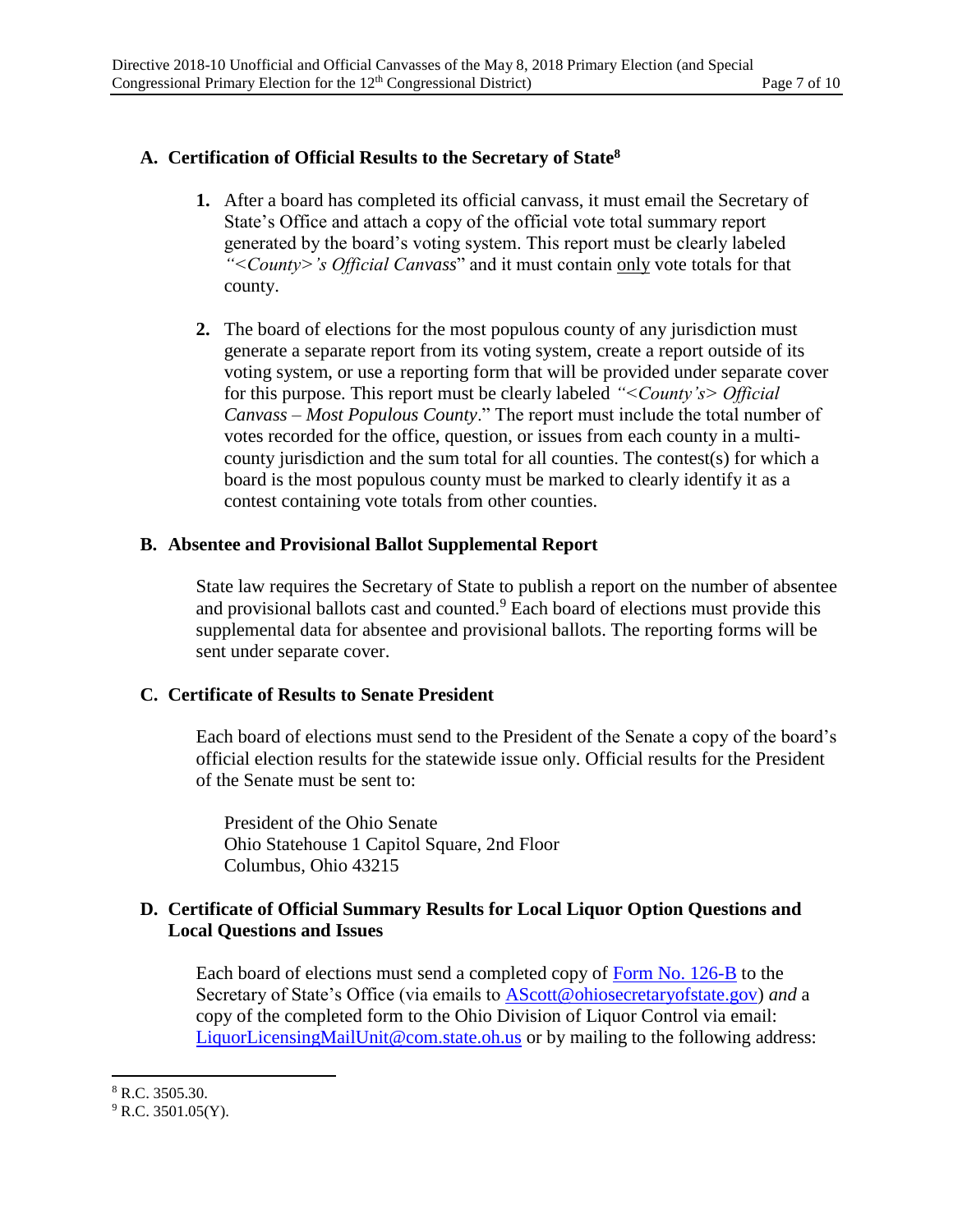## A. Certification of Official Results to the Secretary of State[8]

1. After a board has completed its official canvass, it must email the Secretary of State's Office and attach a copy of the official vote total summary report generated by the board's voting system. This report must be clearly labeled *"<County>'s Official Canvass*" and it must contain only vote totals for that county.

2. The board of elections for the most populous county of any jurisdiction must generate a separate report from its voting system, create a report outside of its voting system, or use a reporting form that will be provided under separate cover for this purpose. This report must be clearly labeled *"<County's> Official Canvass – Most Populous County*." The report must include the total number of votes recorded for the office, question, or issues from each county in a multi-county jurisdiction and the sum total for all counties. The contest(s) for which a board is the most populous county must be marked to clearly identify it as a contest containing vote totals from other counties.

## B. Absentee and Provisional Ballot Supplemental Report

State law requires the Secretary of State to publish a report on the number of absentee and provisional ballots cast and counted.[9] Each board of elections must provide this supplemental data for absentee and provisional ballots. The reporting forms will be sent under separate cover.

## C. Certificate of Results to Senate President

Each board of elections must send to the President of the Senate a copy of the board's official election results for the statewide issue only. Official results for the President of the Senate must be sent to:

President of the Ohio Senate
Ohio Statehouse 1 Capitol Square, 2nd Floor
Columbus, Ohio 43215

## D. Certificate of Official Summary Results for Local Liquor Option Questions and Local Questions and Issues

Each board of elections must send a completed copy of Form No. 126-B to the Secretary of State's Office (via emails to AScott@ohiosecretaryofstate.gov) *and* a copy of the completed form to the Ohio Division of Liquor Control via email: LiquorLicensingMailUnit@com.state.oh.us or by mailing to the following address:

---

[8] R.C. 3505.30.

[9] R.C. 3501.05(Y).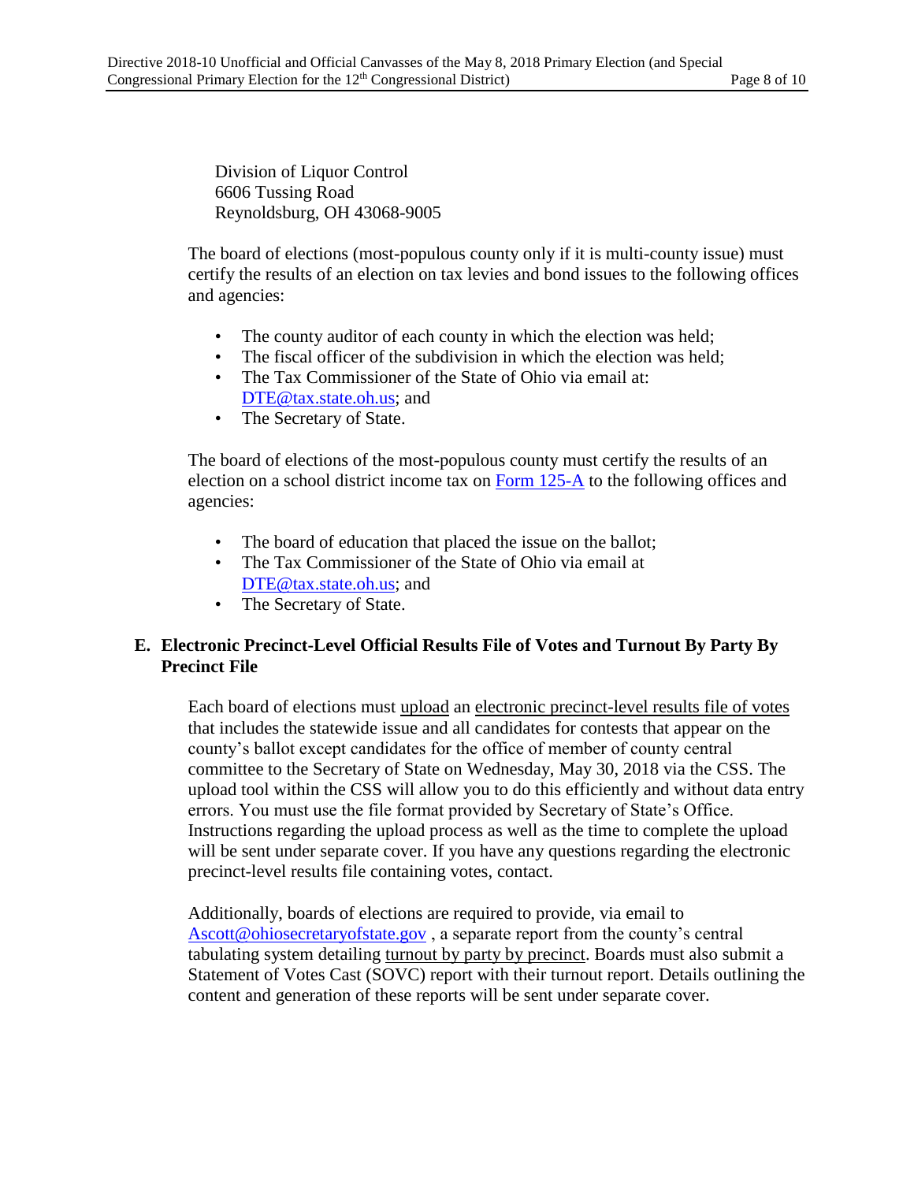Division of Liquor Control
6606 Tussing Road
Reynoldsburg, OH 43068-9005

The board of elections (most-populous county only if it is multi-county issue) must certify the results of an election on tax levies and bond issues to the following offices and agencies:

- The county auditor of each county in which the election was held;
- The fiscal officer of the subdivision in which the election was held;
- The Tax Commissioner of the State of Ohio via email at: DTE@tax.state.oh.us; and
- The Secretary of State.

The board of elections of the most-populous county must certify the results of an election on a school district income tax on Form 125-A to the following offices and agencies:

- The board of education that placed the issue on the ballot;
- The Tax Commissioner of the State of Ohio via email at DTE@tax.state.oh.us; and
- The Secretary of State.

## E. Electronic Precinct-Level Official Results File of Votes and Turnout By Party By Precinct File

Each board of elections must upload an electronic precinct-level results file of votes that includes the statewide issue and all candidates for contests that appear on the county's ballot except candidates for the office of member of county central committee to the Secretary of State on Wednesday, May 30, 2018 via the CSS. The upload tool within the CSS will allow you to do this efficiently and without data entry errors. You must use the file format provided by Secretary of State's Office. Instructions regarding the upload process as well as the time to complete the upload will be sent under separate cover. If you have any questions regarding the electronic precinct-level results file containing votes, contact.

Additionally, boards of elections are required to provide, via email to Ascott@ohiosecretaryofstate.gov , a separate report from the county's central tabulating system detailing turnout by party by precinct. Boards must also submit a Statement of Votes Cast (SOVC) report with their turnout report. Details outlining the content and generation of these reports will be sent under separate cover.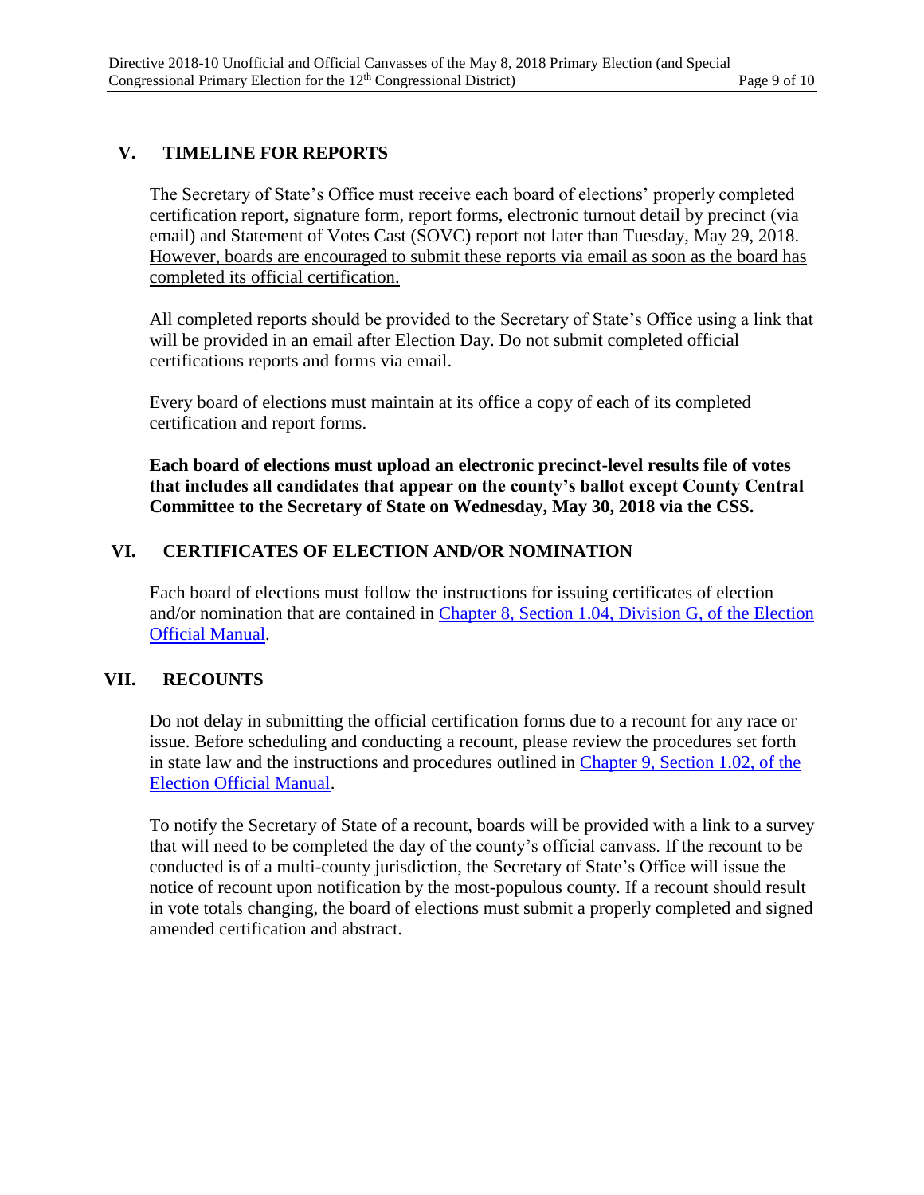## V. TIMELINE FOR REPORTS

The Secretary of State's Office must receive each board of elections' properly completed certification report, signature form, report forms, electronic turnout detail by precinct (via email) and Statement of Votes Cast (SOVC) report not later than Tuesday, May 29, 2018. However, boards are encouraged to submit these reports via email as soon as the board has completed its official certification.

All completed reports should be provided to the Secretary of State's Office using a link that will be provided in an email after Election Day. Do not submit completed official certifications reports and forms via email.

Every board of elections must maintain at its office a copy of each of its completed certification and report forms.

**Each board of elections must upload an electronic precinct-level results file of votes that includes all candidates that appear on the county's ballot except County Central Committee to the Secretary of State on Wednesday, May 30, 2018 via the CSS.**

## VI. CERTIFICATES OF ELECTION AND/OR NOMINATION

Each board of elections must follow the instructions for issuing certificates of election and/or nomination that are contained in Chapter 8, Section 1.04, Division G, of the Election Official Manual.

## VII. RECOUNTS

Do not delay in submitting the official certification forms due to a recount for any race or issue. Before scheduling and conducting a recount, please review the procedures set forth in state law and the instructions and procedures outlined in Chapter 9, Section 1.02, of the Election Official Manual.

To notify the Secretary of State of a recount, boards will be provided with a link to a survey that will need to be completed the day of the county's official canvass. If the recount to be conducted is of a multi-county jurisdiction, the Secretary of State's Office will issue the notice of recount upon notification by the most-populous county. If a recount should result in vote totals changing, the board of elections must submit a properly completed and signed amended certification and abstract.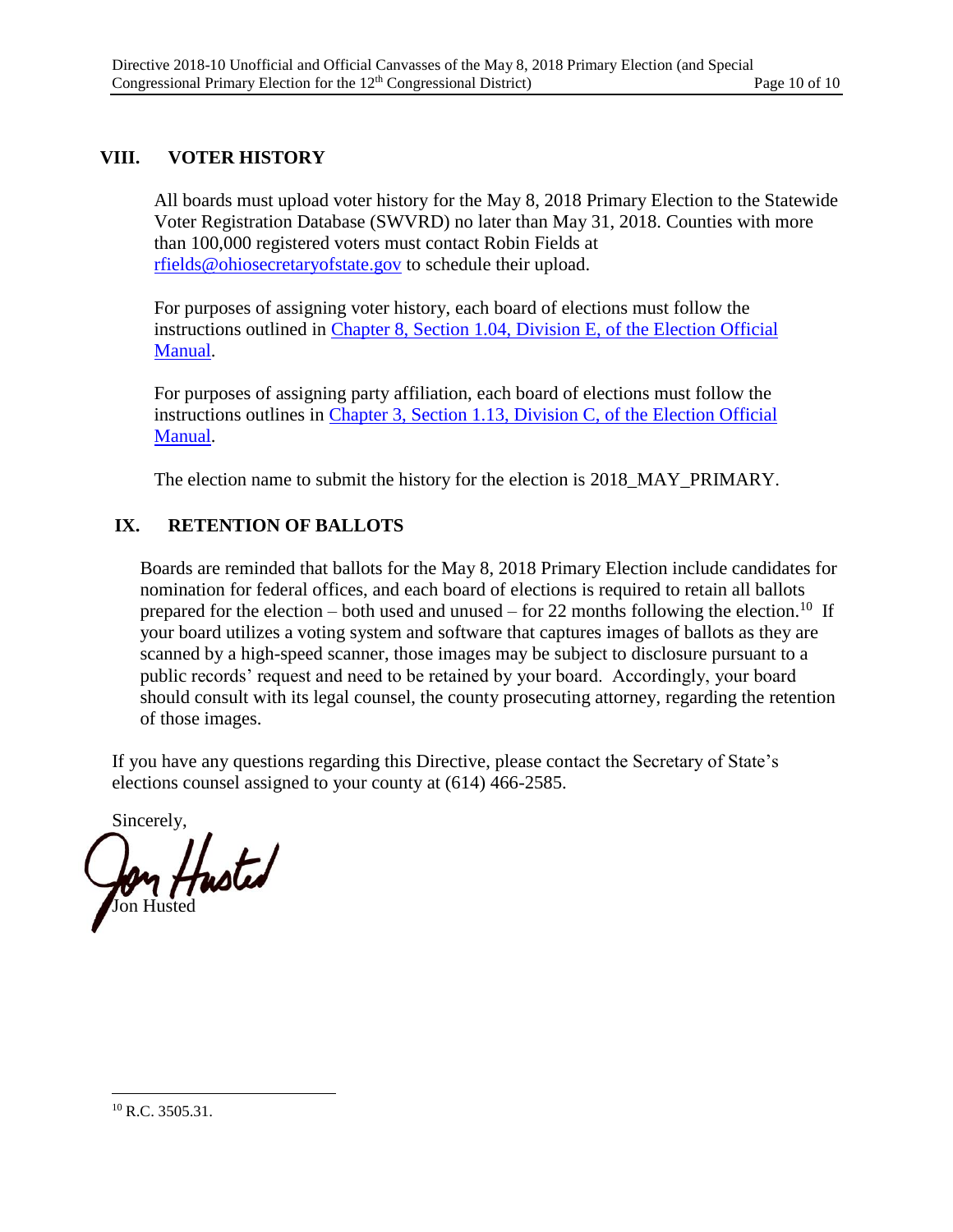## VIII. VOTER HISTORY

All boards must upload voter history for the May 8, 2018 Primary Election to the Statewide Voter Registration Database (SWVRD) no later than May 31, 2018. Counties with more than 100,000 registered voters must contact Robin Fields at rfields@ohiosecretaryofstate.gov to schedule their upload.

For purposes of assigning voter history, each board of elections must follow the instructions outlined in Chapter 8, Section 1.04, Division E, of the Election Official Manual.

For purposes of assigning party affiliation, each board of elections must follow the instructions outlines in Chapter 3, Section 1.13, Division C, of the Election Official Manual.

The election name to submit the history for the election is 2018_MAY_PRIMARY.

## IX. RETENTION OF BALLOTS

Boards are reminded that ballots for the May 8, 2018 Primary Election include candidates for nomination for federal offices, and each board of elections is required to retain all ballots prepared for the election – both used and unused – for 22 months following the election.[10] If your board utilizes a voting system and software that captures images of ballots as they are scanned by a high-speed scanner, those images may be subject to disclosure pursuant to a public records' request and need to be retained by your board. Accordingly, your board should consult with its legal counsel, the county prosecuting attorney, regarding the retention of those images.

If you have any questions regarding this Directive, please contact the Secretary of State's elections counsel assigned to your county at (614) 466-2585.

Sincerely,

Jon Husted

---

[10] R.C. 3505.31.